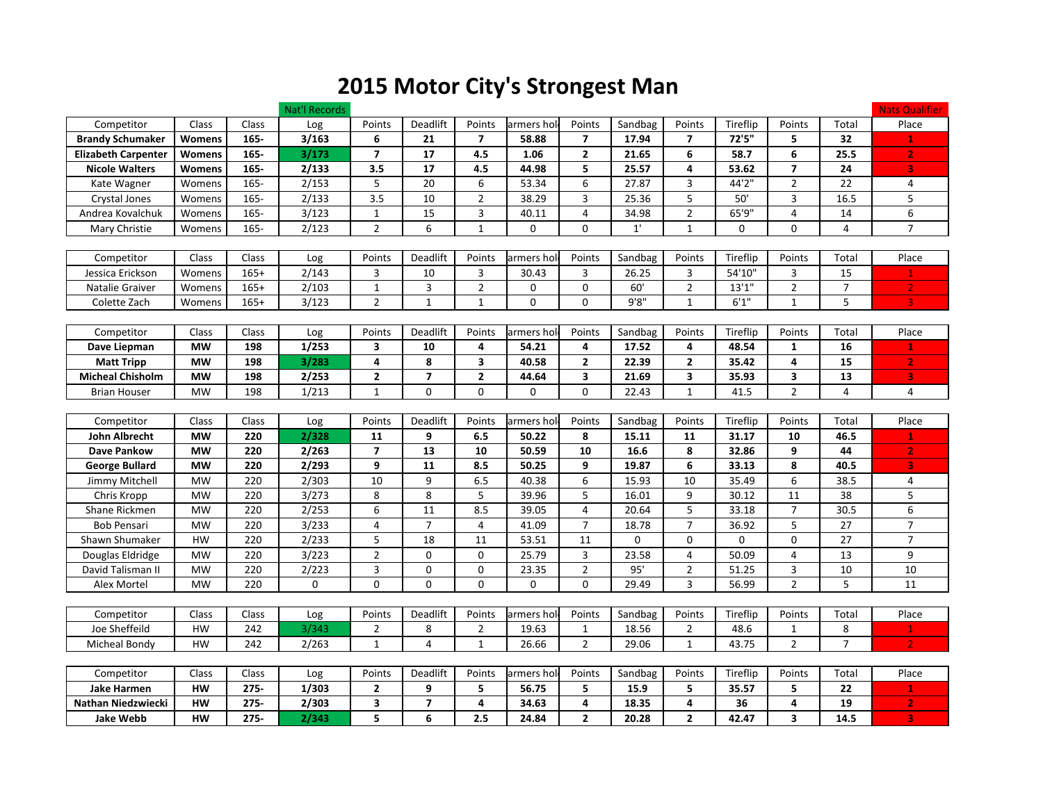# 2015 Motor City's Strongest Man

| Competitor | Class | Class | Log | Points | Deadlift | Points | armers hol | Points | Sandbag | Points | Tireflip | Points | Total | Place |
|---|---|---|---|---|---|---|---|---|---|---|---|---|---|---|
| **Brandy Schumaker** | **Womens** | **165-** | **3/163** | **6** | **21** | **7** | **58.88** | **7** | **17.94** | **7** | **72'5"** | **5** | **32** | 1 |
| **Elizabeth Carpenter** | **Womens** | **165-** | **3/173** | **7** | **17** | **4.5** | **1.06** | **2** | **21.65** | **6** | **58.7** | **6** | **25.5** | 2 |
| **Nicole Walters** | **Womens** | **165-** | **2/133** | **3.5** | **17** | **4.5** | **44.98** | **5** | **25.57** | **4** | **53.62** | **7** | **24** | 3 |
| Kate Wagner | Womens | 165- | 2/153 | 5 | 20 | 6 | 53.34 | 6 | 27.87 | 3 | 44'2" | 2 | 22 | 4 |
| Crystal Jones | Womens | 165- | 2/133 | 3.5 | 10 | 2 | 38.29 | 3 | 25.36 | 5 | 50' | 3 | 16.5 | 5 |
| Andrea Kovalchuk | Womens | 165- | 3/123 | 1 | 15 | 3 | 40.11 | 4 | 34.98 | 2 | 65'9" | 4 | 14 | 6 |
| Mary Christie | Womens | 165- | 2/123 | 2 | 6 | 1 | 0 | 0 | 1' | 1 | 0 | 0 | 4 | 7 |

| Competitor | Class | Class | Log | Points | Deadlift | Points | armers hol | Points | Sandbag | Points | Tireflip | Points | Total | Place |
|---|---|---|---|---|---|---|---|---|---|---|---|---|---|---|
| Jessica Erickson | Womens | 165+ | 2/143 | 3 | 10 | 3 | 30.43 | 3 | 26.25 | 3 | 54'10" | 3 | 15 | 1 |
| Natalie Graiver | Womens | 165+ | 2/103 | 1 | 3 | 2 | 0 | 0 | 60' | 2 | 13'1" | 2 | 7 | 2 |
| Colette Zach | Womens | 165+ | 3/123 | 2 | 1 | 1 | 0 | 0 | 9'8" | 1 | 6'1" | 1 | 5 | 3 |

| Competitor | Class | Class | Log | Points | Deadlift | Points | armers hol | Points | Sandbag | Points | Tireflip | Points | Total | Place |
|---|---|---|---|---|---|---|---|---|---|---|---|---|---|---|
| **Dave Liepman** | **MW** | **198** | **1/253** | **3** | **10** | **4** | **54.21** | **4** | **17.52** | **4** | **48.54** | **1** | **16** | 1 |
| **Matt Tripp** | **MW** | **198** | **3/283** | **4** | **8** | **3** | **40.58** | **2** | **22.39** | **2** | **35.42** | **4** | **15** | 2 |
| **Micheal Chisholm** | **MW** | **198** | **2/253** | **2** | **7** | **2** | **44.64** | **3** | **21.69** | **3** | **35.93** | **3** | **13** | 3 |
| Brian Houser | MW | 198 | 1/213 | 1 | 0 | 0 | 0 | 0 | 22.43 | 1 | 41.5 | 2 | 4 | 4 |

| Competitor | Class | Class | Log | Points | Deadlift | Points | armers hol | Points | Sandbag | Points | Tireflip | Points | Total | Place |
|---|---|---|---|---|---|---|---|---|---|---|---|---|---|---|
| **John Albrecht** | **MW** | **220** | **2/328** | **11** | **9** | **6.5** | **50.22** | **8** | **15.11** | **11** | **31.17** | **10** | **46.5** | 1 |
| **Dave Pankow** | **MW** | **220** | **2/263** | **7** | **13** | **10** | **50.59** | **10** | **16.6** | **8** | **32.86** | **9** | **44** | 2 |
| **George Bullard** | **MW** | **220** | **2/293** | **9** | **11** | **8.5** | **50.25** | **9** | **19.87** | **6** | **33.13** | **8** | **40.5** | 3 |
| Jimmy Mitchell | MW | 220 | 2/303 | 10 | 9 | 6.5 | 40.38 | 6 | 15.93 | 10 | 35.49 | 6 | 38.5 | 4 |
| Chris Kropp | MW | 220 | 3/273 | 8 | 8 | 5 | 39.96 | 5 | 16.01 | 9 | 30.12 | 11 | 38 | 5 |
| Shane Rickmen | MW | 220 | 2/253 | 6 | 11 | 8.5 | 39.05 | 4 | 20.64 | 5 | 33.18 | 7 | 30.5 | 6 |
| Bob Pensari | MW | 220 | 3/233 | 4 | 7 | 4 | 41.09 | 7 | 18.78 | 7 | 36.92 | 5 | 27 | 7 |
| Shawn Shumaker | HW | 220 | 2/233 | 5 | 18 | 11 | 53.51 | 11 | 0 | 0 | 0 | 0 | 27 | 7 |
| Douglas Eldridge | MW | 220 | 3/223 | 2 | 0 | 0 | 25.79 | 3 | 23.58 | 4 | 50.09 | 4 | 13 | 9 |
| David Talisman II | MW | 220 | 2/223 | 3 | 0 | 0 | 23.35 | 2 | 95' | 2 | 51.25 | 3 | 10 | 10 |
| Alex Mortel | MW | 220 | 0 | 0 | 0 | 0 | 0 | 0 | 29.49 | 3 | 56.99 | 2 | 5 | 11 |

| Competitor | Class | Class | Log | Points | Deadlift | Points | armers hol | Points | Sandbag | Points | Tireflip | Points | Total | Place |
|---|---|---|---|---|---|---|---|---|---|---|---|---|---|---|
| Joe Sheffeild | HW | 242 | 3/343 | 2 | 8 | 2 | 19.63 | 1 | 18.56 | 2 | 48.6 | 1 | 8 | 1 |
| Micheal Bondy | HW | 242 | 2/263 | 1 | 4 | 1 | 26.66 | 2 | 29.06 | 1 | 43.75 | 2 | 7 | 2 |

| Competitor | Class | Class | Log | Points | Deadlift | Points | armers hol | Points | Sandbag | Points | Tireflip | Points | Total | Place |
|---|---|---|---|---|---|---|---|---|---|---|---|---|---|---|
| **Jake Harmen** | **HW** | **275-** | **1/303** | **2** | **9** | **5** | **56.75** | **5** | **15.9** | **5** | **35.57** | **5** | **22** | 1 |
| **Nathan Niedzwiecki** | **HW** | **275-** | **2/303** | **3** | **7** | **4** | **34.63** | **4** | **18.35** | **4** | **36** | **4** | **19** | 2 |
| **Jake Webb** | **HW** | **275-** | **2/343** | **5** | **6** | **2.5** | **24.84** | **2** | **20.28** | **2** | **42.47** | **3** | **14.5** | 3 |

Nat'l Records (highlighted Log entries: 3/173, 3/283, 2/328, 3/343, 2/343)

Nats Qualifier (highlighted Place entries)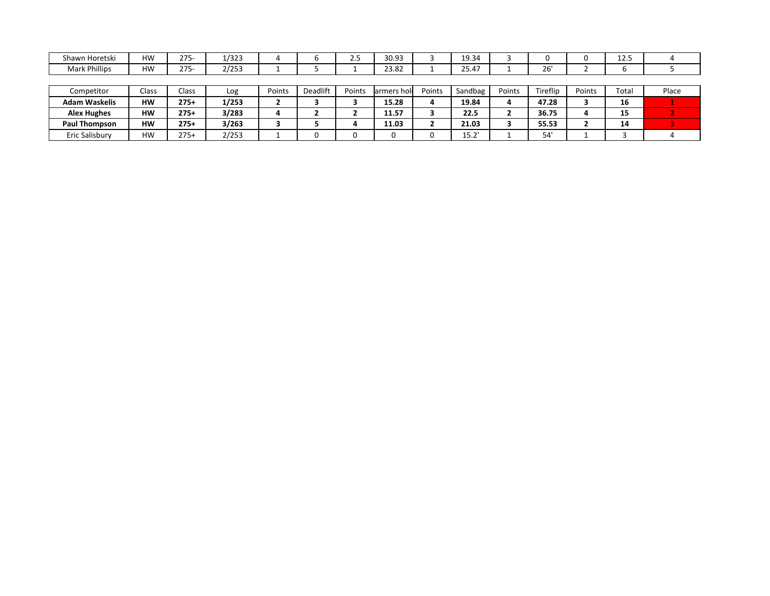| | | | | | | | | | | | | | | |
|---|---|---|---|---|---|---|---|---|---|---|---|---|---|---|
| Shawn Horetski | HW | 275- | 1/323 | 4 | 6 | 2.5 | 30.93 | 3 | 19.34 | 3 | 0 | 0 | 12.5 | 4 |
| Mark Phillips | HW | 275- | 2/253 | 1 | 5 | 1 | 23.82 | 1 | 25.47 | 1 | 26' | 2 | 6 | 5 |

| Competitor | Class | Class | Log | Points | Deadlift | Points | armers hol | Points | Sandbag | Points | Tireflip | Points | Total | Place |
|---|---|---|---|---|---|---|---|---|---|---|---|---|---|---|
| **Adam Waskelis** | **HW** | **275+** | **1/253** | **2** | **3** | **3** | **15.28** | **4** | **19.84** | **4** | **47.28** | **3** | **16** | **1** |
| **Alex Hughes** | **HW** | **275+** | **3/283** | **4** | **2** | **2** | **11.57** | **3** | **22.5** | **2** | **36.75** | **4** | **15** | **2** |
| **Paul Thompson** | **HW** | **275+** | **3/263** | **3** | **5** | **4** | **11.03** | **2** | **21.03** | **3** | **55.53** | **2** | **14** | **3** |
| Eric Salisbury | HW | 275+ | 2/253 | 1 | 0 | 0 | 0 | 0 | 15.2' | 1 | 54' | 1 | 3 | 4 |